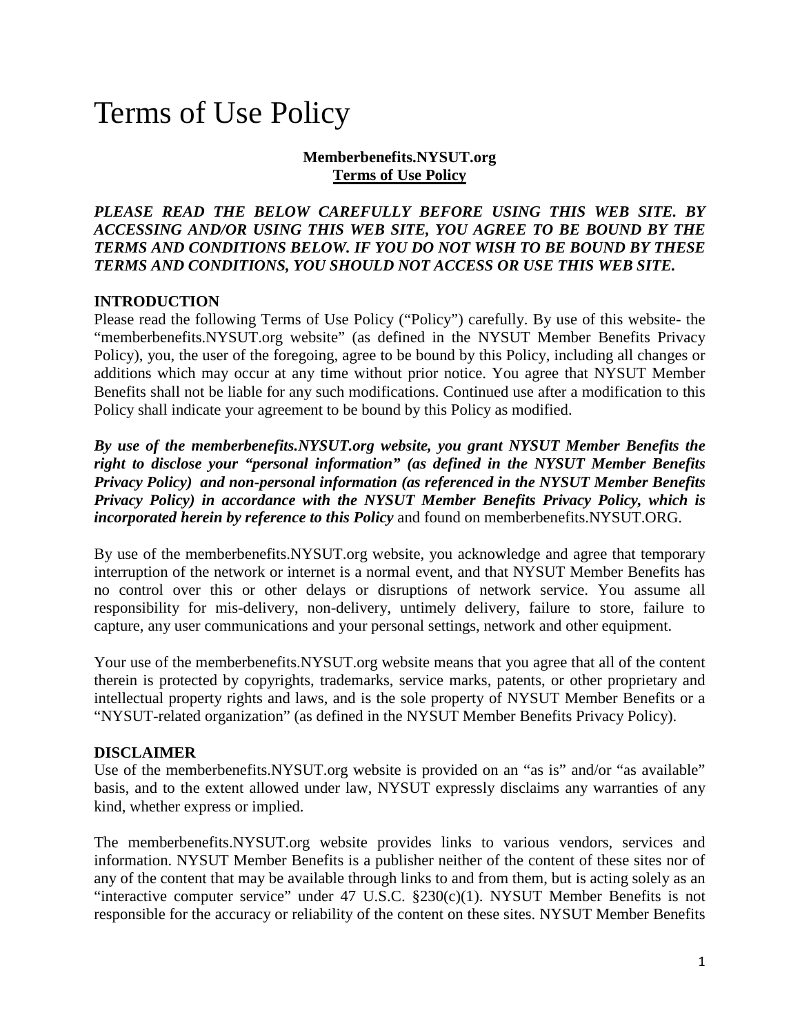# Terms of Use Policy

**Memberbenefits.NYSUT.org**
**Terms of Use Policy**

***PLEASE READ THE BELOW CAREFULLY BEFORE USING THIS WEB SITE. BY ACCESSING AND/OR USING THIS WEB SITE, YOU AGREE TO BE BOUND BY THE TERMS AND CONDITIONS BELOW. IF YOU DO NOT WISH TO BE BOUND BY THESE TERMS AND CONDITIONS, YOU SHOULD NOT ACCESS OR USE THIS WEB SITE.***

**INTRODUCTION**

Please read the following Terms of Use Policy ("Policy") carefully. By use of this website- the "memberbenefits.NYSUT.org website" (as defined in the NYSUT Member Benefits Privacy Policy), you, the user of the foregoing, agree to be bound by this Policy, including all changes or additions which may occur at any time without prior notice. You agree that NYSUT Member Benefits shall not be liable for any such modifications. Continued use after a modification to this Policy shall indicate your agreement to be bound by this Policy as modified.

***By use of the memberbenefits.NYSUT.org website, you grant NYSUT Member Benefits the right to disclose your "personal information" (as defined in the NYSUT Member Benefits Privacy Policy) and non-personal information (as referenced in the NYSUT Member Benefits Privacy Policy) in accordance with the NYSUT Member Benefits Privacy Policy, which is incorporated herein by reference to this Policy*** and found on memberbenefits.NYSUT.ORG.

By use of the memberbenefits.NYSUT.org website, you acknowledge and agree that temporary interruption of the network or internet is a normal event, and that NYSUT Member Benefits has no control over this or other delays or disruptions of network service. You assume all responsibility for mis-delivery, non-delivery, untimely delivery, failure to store, failure to capture, any user communications and your personal settings, network and other equipment.

Your use of the memberbenefits.NYSUT.org website means that you agree that all of the content therein is protected by copyrights, trademarks, service marks, patents, or other proprietary and intellectual property rights and laws, and is the sole property of NYSUT Member Benefits or a "NYSUT-related organization" (as defined in the NYSUT Member Benefits Privacy Policy).

**DISCLAIMER**

Use of the memberbenefits.NYSUT.org website is provided on an "as is" and/or "as available" basis, and to the extent allowed under law, NYSUT expressly disclaims any warranties of any kind, whether express or implied.

The memberbenefits.NYSUT.org website provides links to various vendors, services and information. NYSUT Member Benefits is a publisher neither of the content of these sites nor of any of the content that may be available through links to and from them, but is acting solely as an "interactive computer service" under 47 U.S.C. §230(c)(1). NYSUT Member Benefits is not responsible for the accuracy or reliability of the content on these sites. NYSUT Member Benefits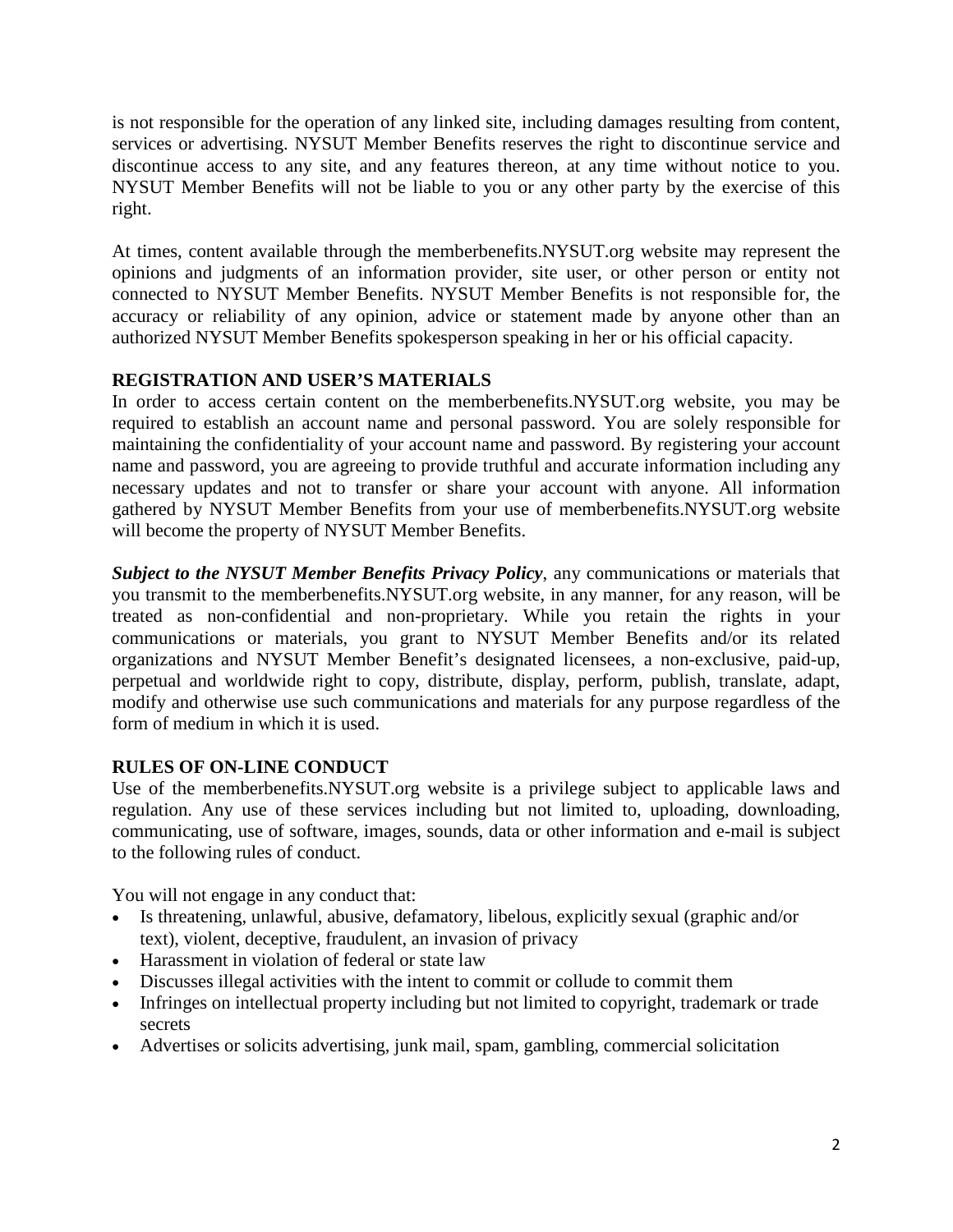is not responsible for the operation of any linked site, including damages resulting from content, services or advertising. NYSUT Member Benefits reserves the right to discontinue service and discontinue access to any site, and any features thereon, at any time without notice to you. NYSUT Member Benefits will not be liable to you or any other party by the exercise of this right.

At times, content available through the memberbenefits.NYSUT.org website may represent the opinions and judgments of an information provider, site user, or other person or entity not connected to NYSUT Member Benefits. NYSUT Member Benefits is not responsible for, the accuracy or reliability of any opinion, advice or statement made by anyone other than an authorized NYSUT Member Benefits spokesperson speaking in her or his official capacity.

**REGISTRATION AND USER'S MATERIALS**

In order to access certain content on the memberbenefits.NYSUT.org website, you may be required to establish an account name and personal password. You are solely responsible for maintaining the confidentiality of your account name and password. By registering your account name and password, you are agreeing to provide truthful and accurate information including any necessary updates and not to transfer or share your account with anyone. All information gathered by NYSUT Member Benefits from your use of memberbenefits.NYSUT.org website will become the property of NYSUT Member Benefits.

***Subject to the NYSUT Member Benefits Privacy Policy***, any communications or materials that you transmit to the memberbenefits.NYSUT.org website, in any manner, for any reason, will be treated as non-confidential and non-proprietary. While you retain the rights in your communications or materials, you grant to NYSUT Member Benefits and/or its related organizations and NYSUT Member Benefit's designated licensees, a non-exclusive, paid-up, perpetual and worldwide right to copy, distribute, display, perform, publish, translate, adapt, modify and otherwise use such communications and materials for any purpose regardless of the form of medium in which it is used.

**RULES OF ON-LINE CONDUCT**

Use of the memberbenefits.NYSUT.org website is a privilege subject to applicable laws and regulation. Any use of these services including but not limited to, uploading, downloading, communicating, use of software, images, sounds, data or other information and e-mail is subject to the following rules of conduct.

You will not engage in any conduct that:

- Is threatening, unlawful, abusive, defamatory, libelous, explicitly sexual (graphic and/or text), violent, deceptive, fraudulent, an invasion of privacy
- Harassment in violation of federal or state law
- Discusses illegal activities with the intent to commit or collude to commit them
- Infringes on intellectual property including but not limited to copyright, trademark or trade secrets
- Advertises or solicits advertising, junk mail, spam, gambling, commercial solicitation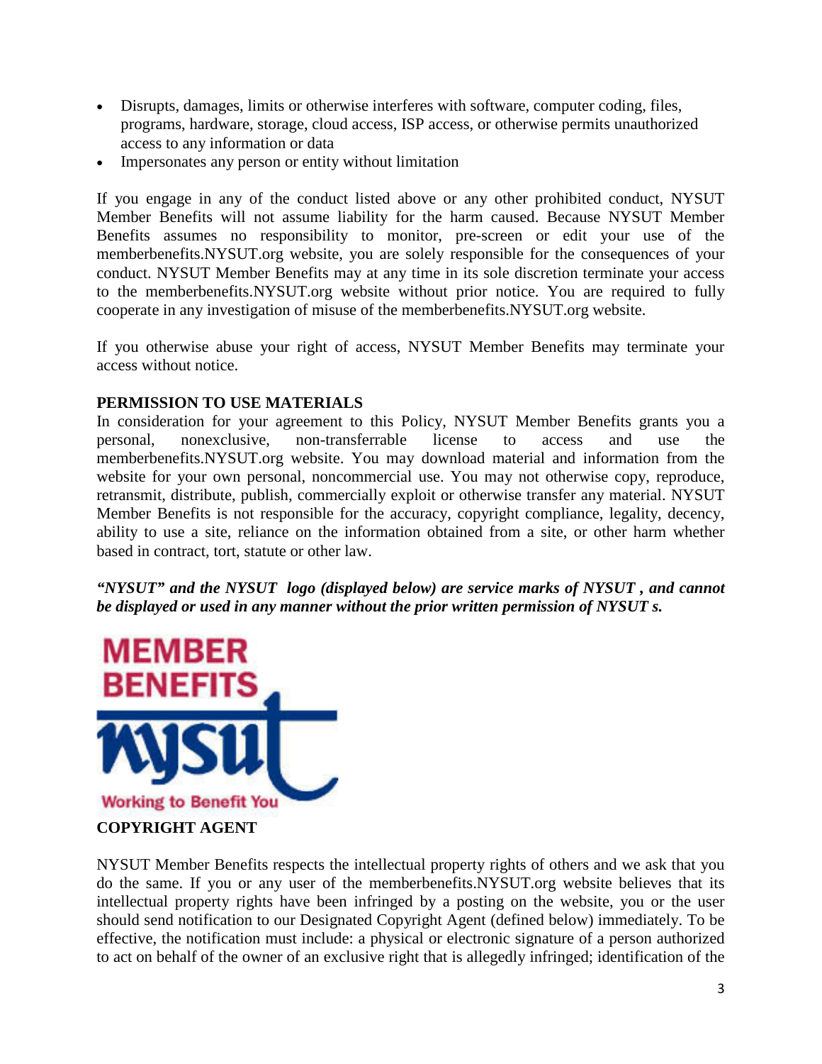- Disrupts, damages, limits or otherwise interferes with software, computer coding, files, programs, hardware, storage, cloud access, ISP access, or otherwise permits unauthorized access to any information or data
- Impersonates any person or entity without limitation

If you engage in any of the conduct listed above or any other prohibited conduct, NYSUT Member Benefits will not assume liability for the harm caused. Because NYSUT Member Benefits assumes no responsibility to monitor, pre-screen or edit your use of the memberbenefits.NYSUT.org website, you are solely responsible for the consequences of your conduct. NYSUT Member Benefits may at any time in its sole discretion terminate your access to the memberbenefits.NYSUT.org website without prior notice. You are required to fully cooperate in any investigation of misuse of the memberbenefits.NYSUT.org website.

If you otherwise abuse your right of access, NYSUT Member Benefits may terminate your access without notice.

**PERMISSION TO USE MATERIALS**

In consideration for your agreement to this Policy, NYSUT Member Benefits grants you a personal, nonexclusive, non-transferrable license to access and use the memberbenefits.NYSUT.org website. You may download material and information from the website for your own personal, noncommercial use. You may not otherwise copy, reproduce, retransmit, distribute, publish, commercially exploit or otherwise transfer any material. NYSUT Member Benefits is not responsible for the accuracy, copyright compliance, legality, decency, ability to use a site, reliance on the information obtained from a site, or other harm whether based in contract, tort, statute or other law.

***"NYSUT" and the NYSUT logo (displayed below) are service marks of NYSUT , and cannot be displayed or used in any manner without the prior written permission of NYSUT s.***

**COPYRIGHT AGENT**

NYSUT Member Benefits respects the intellectual property rights of others and we ask that you do the same. If you or any user of the memberbenefits.NYSUT.org website believes that its intellectual property rights have been infringed by a posting on the website, you or the user should send notification to our Designated Copyright Agent (defined below) immediately. To be effective, the notification must include: a physical or electronic signature of a person authorized to act on behalf of the owner of an exclusive right that is allegedly infringed; identification of the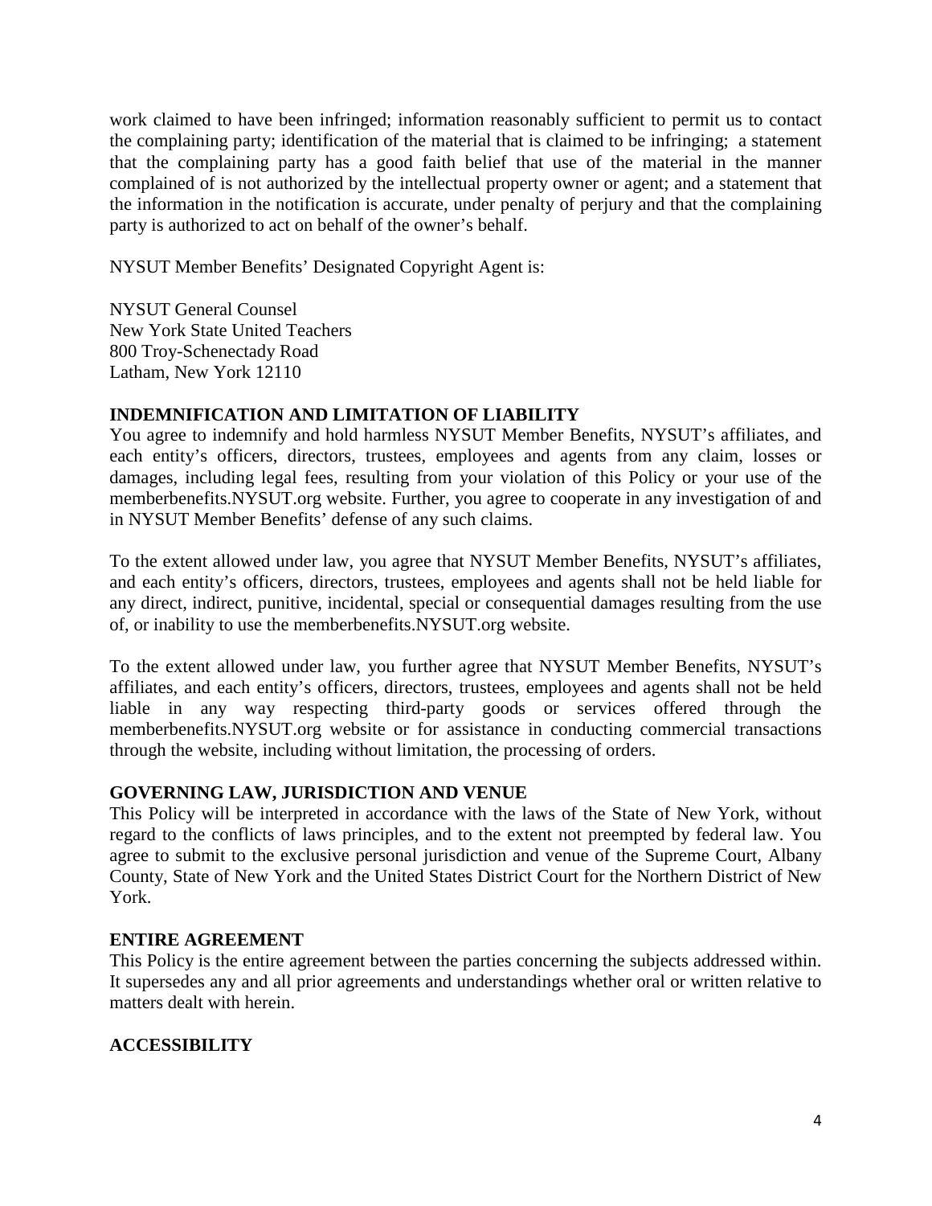work claimed to have been infringed; information reasonably sufficient to permit us to contact the complaining party; identification of the material that is claimed to be infringing; a statement that the complaining party has a good faith belief that use of the material in the manner complained of is not authorized by the intellectual property owner or agent; and a statement that the information in the notification is accurate, under penalty of perjury and that the complaining party is authorized to act on behalf of the owner's behalf.

NYSUT Member Benefits' Designated Copyright Agent is:

NYSUT General Counsel
New York State United Teachers
800 Troy-Schenectady Road
Latham, New York 12110

**INDEMNIFICATION AND LIMITATION OF LIABILITY**

You agree to indemnify and hold harmless NYSUT Member Benefits, NYSUT's affiliates, and each entity's officers, directors, trustees, employees and agents from any claim, losses or damages, including legal fees, resulting from your violation of this Policy or your use of the memberbenefits.NYSUT.org website. Further, you agree to cooperate in any investigation of and in NYSUT Member Benefits' defense of any such claims.

To the extent allowed under law, you agree that NYSUT Member Benefits, NYSUT's affiliates, and each entity's officers, directors, trustees, employees and agents shall not be held liable for any direct, indirect, punitive, incidental, special or consequential damages resulting from the use of, or inability to use the memberbenefits.NYSUT.org website.

To the extent allowed under law, you further agree that NYSUT Member Benefits, NYSUT's affiliates, and each entity's officers, directors, trustees, employees and agents shall not be held liable in any way respecting third-party goods or services offered through the memberbenefits.NYSUT.org website or for assistance in conducting commercial transactions through the website, including without limitation, the processing of orders.

**GOVERNING LAW, JURISDICTION AND VENUE**

This Policy will be interpreted in accordance with the laws of the State of New York, without regard to the conflicts of laws principles, and to the extent not preempted by federal law. You agree to submit to the exclusive personal jurisdiction and venue of the Supreme Court, Albany County, State of New York and the United States District Court for the Northern District of New York.

**ENTIRE AGREEMENT**

This Policy is the entire agreement between the parties concerning the subjects addressed within. It supersedes any and all prior agreements and understandings whether oral or written relative to matters dealt with herein.

**ACCESSIBILITY**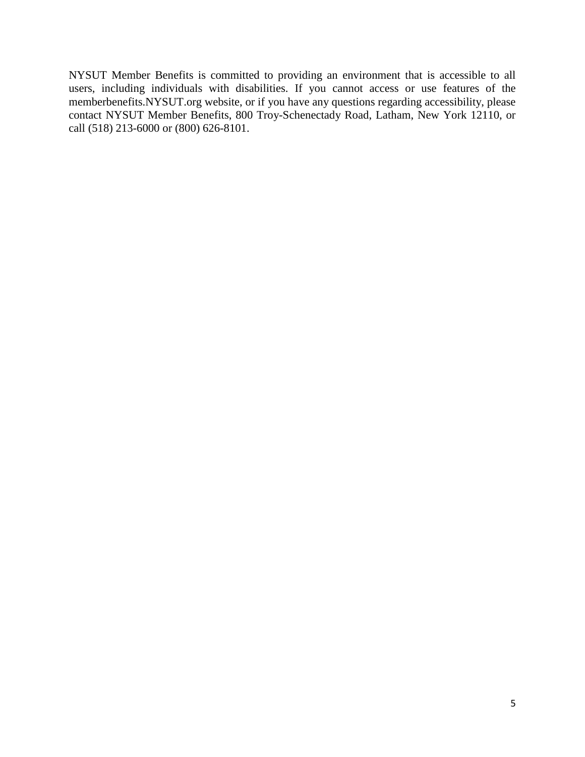NYSUT Member Benefits is committed to providing an environment that is accessible to all users, including individuals with disabilities. If you cannot access or use features of the memberbenefits.NYSUT.org website, or if you have any questions regarding accessibility, please contact NYSUT Member Benefits, 800 Troy-Schenectady Road, Latham, New York 12110, or call (518) 213-6000 or (800) 626-8101.